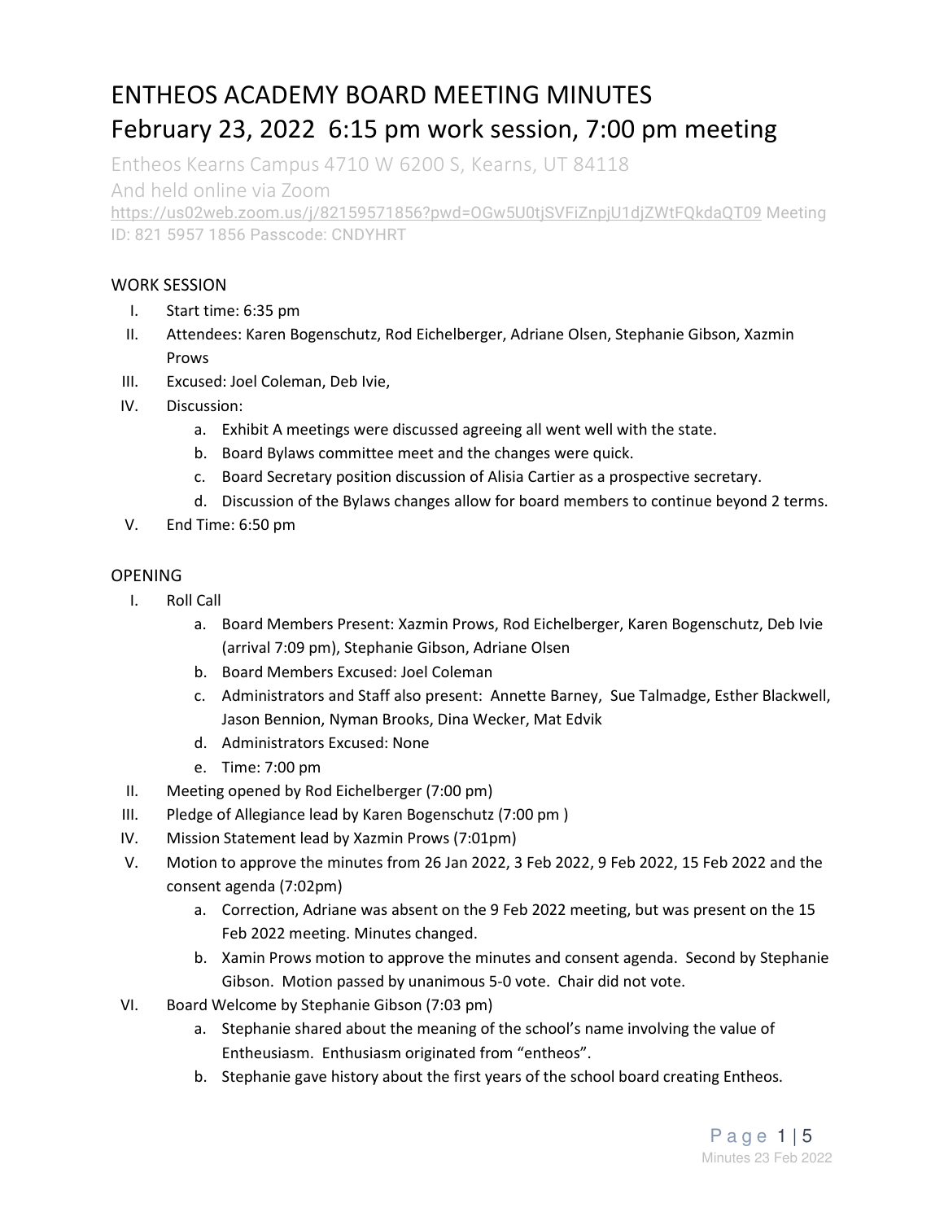# ENTHEOS ACADEMY BOARD MEETING MINUTES

## February 23, 2022 6:15 pm work session, 7:00 pm meeting

Entheos Kearns Campus 4710 W 6200 S, Kearns, UT 84118

And held online via Zoom

https://us02web.zoom.us/j/82159571856?pwd=OGw5U0tjSVFiZnpjU1djZWtFQkdaQT09 Meeting ID: 821 5957 1856 Passcode: CNDYHRT

### WORK SESSION

I. Start time: 6:35 pm
II. Attendees: Karen Bogenschutz, Rod Eichelberger, Adriane Olsen, Stephanie Gibson, Xazmin Prows
III. Excused: Joel Coleman, Deb Ivie,
IV. Discussion:
   a. Exhibit A meetings were discussed agreeing all went well with the state.
   b. Board Bylaws committee meet and the changes were quick.
   c. Board Secretary position discussion of Alisia Cartier as a prospective secretary.
   d. Discussion of the Bylaws changes allow for board members to continue beyond 2 terms.
V. End Time: 6:50 pm

### OPENING

I. Roll Call
   a. Board Members Present: Xazmin Prows, Rod Eichelberger, Karen Bogenschutz, Deb Ivie (arrival 7:09 pm), Stephanie Gibson, Adriane Olsen
   b. Board Members Excused: Joel Coleman
   c. Administrators and Staff also present: Annette Barney, Sue Talmadge, Esther Blackwell, Jason Bennion, Nyman Brooks, Dina Wecker, Mat Edvik
   d. Administrators Excused: None
   e. Time: 7:00 pm
II. Meeting opened by Rod Eichelberger (7:00 pm)
III. Pledge of Allegiance lead by Karen Bogenschutz (7:00 pm )
IV. Mission Statement lead by Xazmin Prows (7:01pm)
V. Motion to approve the minutes from 26 Jan 2022, 3 Feb 2022, 9 Feb 2022, 15 Feb 2022 and the consent agenda (7:02pm)
   a. Correction, Adriane was absent on the 9 Feb 2022 meeting, but was present on the 15 Feb 2022 meeting. Minutes changed.
   b. Xamin Prows motion to approve the minutes and consent agenda. Second by Stephanie Gibson. Motion passed by unanimous 5-0 vote. Chair did not vote.
VI. Board Welcome by Stephanie Gibson (7:03 pm)
   a. Stephanie shared about the meaning of the school's name involving the value of Entheusiasm. Enthusiasm originated from "entheos".
   b. Stephanie gave history about the first years of the school board creating Entheos.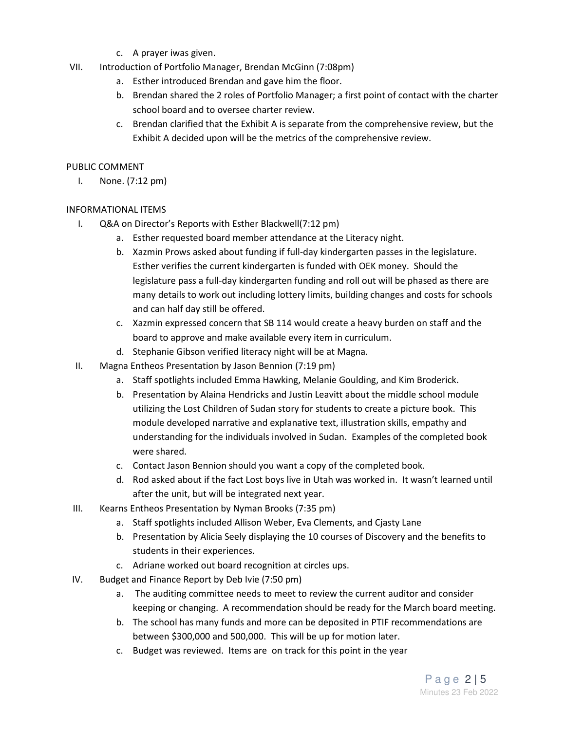c. A prayer iwas given.

VII. Introduction of Portfolio Manager, Brendan McGinn (7:08pm)
   a. Esther introduced Brendan and gave him the floor.
   b. Brendan shared the 2 roles of Portfolio Manager; a first point of contact with the charter school board and to oversee charter review.
   c. Brendan clarified that the Exhibit A is separate from the comprehensive review, but the Exhibit A decided upon will be the metrics of the comprehensive review.

PUBLIC COMMENT

I. None. (7:12 pm)

INFORMATIONAL ITEMS

I. Q&A on Director's Reports with Esther Blackwell(7:12 pm)
   a. Esther requested board member attendance at the Literacy night.
   b. Xazmin Prows asked about funding if full-day kindergarten passes in the legislature. Esther verifies the current kindergarten is funded with OEK money. Should the legislature pass a full-day kindergarten funding and roll out will be phased as there are many details to work out including lottery limits, building changes and costs for schools and can half day still be offered.
   c. Xazmin expressed concern that SB 114 would create a heavy burden on staff and the board to approve and make available every item in curriculum.
   d. Stephanie Gibson verified literacy night will be at Magna.

II. Magna Entheos Presentation by Jason Bennion (7:19 pm)
   a. Staff spotlights included Emma Hawking, Melanie Goulding, and Kim Broderick.
   b. Presentation by Alaina Hendricks and Justin Leavitt about the middle school module utilizing the Lost Children of Sudan story for students to create a picture book. This module developed narrative and explanative text, illustration skills, empathy and understanding for the individuals involved in Sudan. Examples of the completed book were shared.
   c. Contact Jason Bennion should you want a copy of the completed book.
   d. Rod asked about if the fact Lost boys live in Utah was worked in. It wasn't learned until after the unit, but will be integrated next year.

III. Kearns Entheos Presentation by Nyman Brooks (7:35 pm)
   a. Staff spotlights included Allison Weber, Eva Clements, and Cjasty Lane
   b. Presentation by Alicia Seely displaying the 10 courses of Discovery and the benefits to students in their experiences.
   c. Adriane worked out board recognition at circles ups.

IV. Budget and Finance Report by Deb Ivie (7:50 pm)
   a. The auditing committee needs to meet to review the current auditor and consider keeping or changing. A recommendation should be ready for the March board meeting.
   b. The school has many funds and more can be deposited in PTIF recommendations are between $300,000 and 500,000. This will be up for motion later.
   c. Budget was reviewed. Items are on track for this point in the year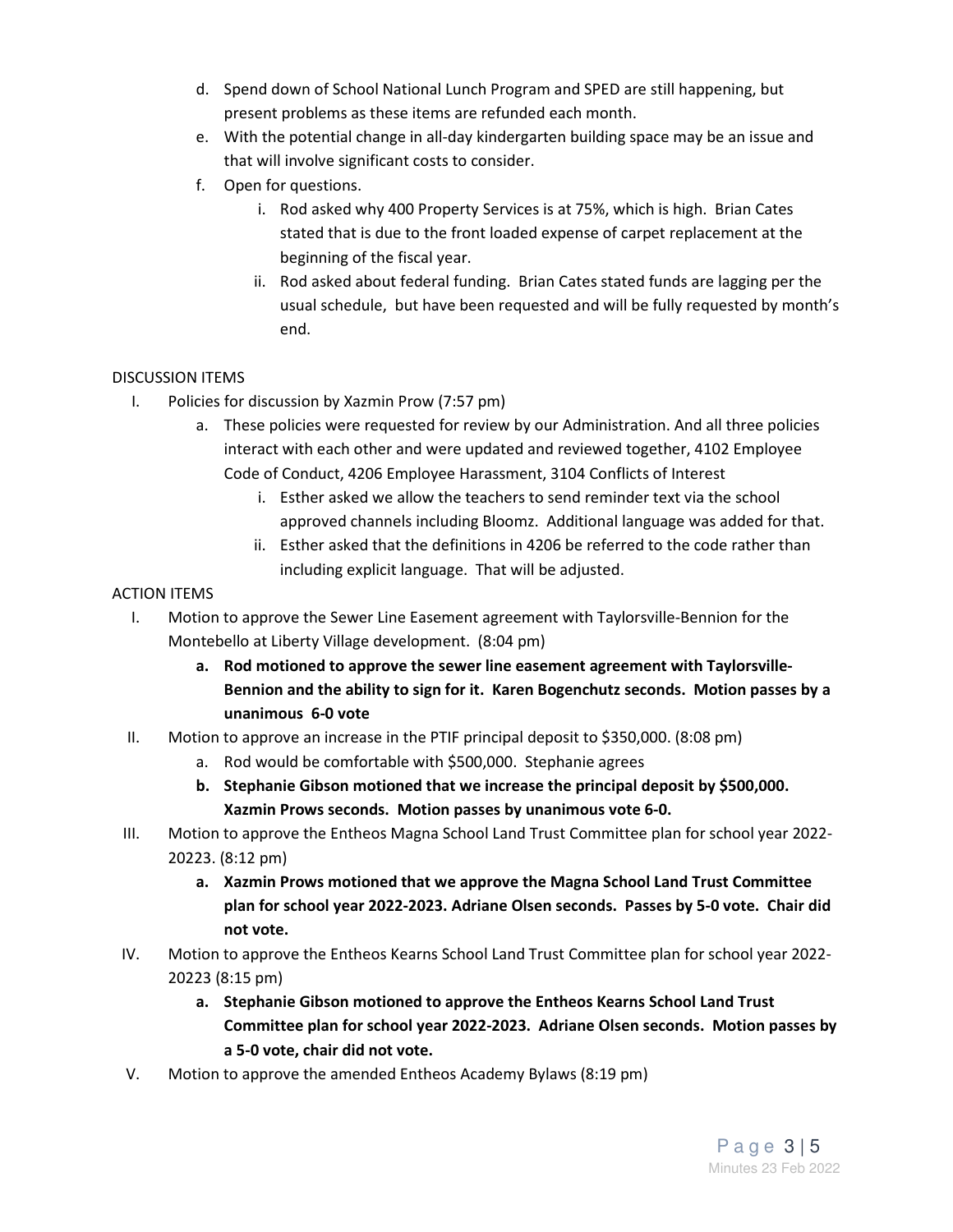d. Spend down of School National Lunch Program and SPED are still happening, but present problems as these items are refunded each month.

e. With the potential change in all-day kindergarten building space may be an issue and that will involve significant costs to consider.

f. Open for questions.

   i. Rod asked why 400 Property Services is at 75%, which is high. Brian Cates stated that is due to the front loaded expense of carpet replacement at the beginning of the fiscal year.

   ii. Rod asked about federal funding. Brian Cates stated funds are lagging per the usual schedule, but have been requested and will be fully requested by month's end.

DISCUSSION ITEMS

I. Policies for discussion by Xazmin Prow (7:57 pm)

   a. These policies were requested for review by our Administration. And all three policies interact with each other and were updated and reviewed together, 4102 Employee Code of Conduct, 4206 Employee Harassment, 3104 Conflicts of Interest

      i. Esther asked we allow the teachers to send reminder text via the school approved channels including Bloomz. Additional language was added for that.

      ii. Esther asked that the definitions in 4206 be referred to the code rather than including explicit language. That will be adjusted.

ACTION ITEMS

I. Motion to approve the Sewer Line Easement agreement with Taylorsville-Bennion for the Montebello at Liberty Village development. (8:04 pm)

   a. **Rod motioned to approve the sewer line easement agreement with Taylorsville-Bennion and the ability to sign for it. Karen Bogenchutz seconds. Motion passes by a unanimous 6-0 vote**

II. Motion to approve an increase in the PTIF principal deposit to $350,000. (8:08 pm)

   a. Rod would be comfortable with $500,000. Stephanie agrees

   b. **Stephanie Gibson motioned that we increase the principal deposit by $500,000. Xazmin Prows seconds. Motion passes by unanimous vote 6-0.**

III. Motion to approve the Entheos Magna School Land Trust Committee plan for school year 2022-20223. (8:12 pm)

   a. **Xazmin Prows motioned that we approve the Magna School Land Trust Committee plan for school year 2022-2023. Adriane Olsen seconds. Passes by 5-0 vote. Chair did not vote.**

IV. Motion to approve the Entheos Kearns School Land Trust Committee plan for school year 2022-20223 (8:15 pm)

   a. **Stephanie Gibson motioned to approve the Entheos Kearns School Land Trust Committee plan for school year 2022-2023. Adriane Olsen seconds. Motion passes by a 5-0 vote, chair did not vote.**

V. Motion to approve the amended Entheos Academy Bylaws (8:19 pm)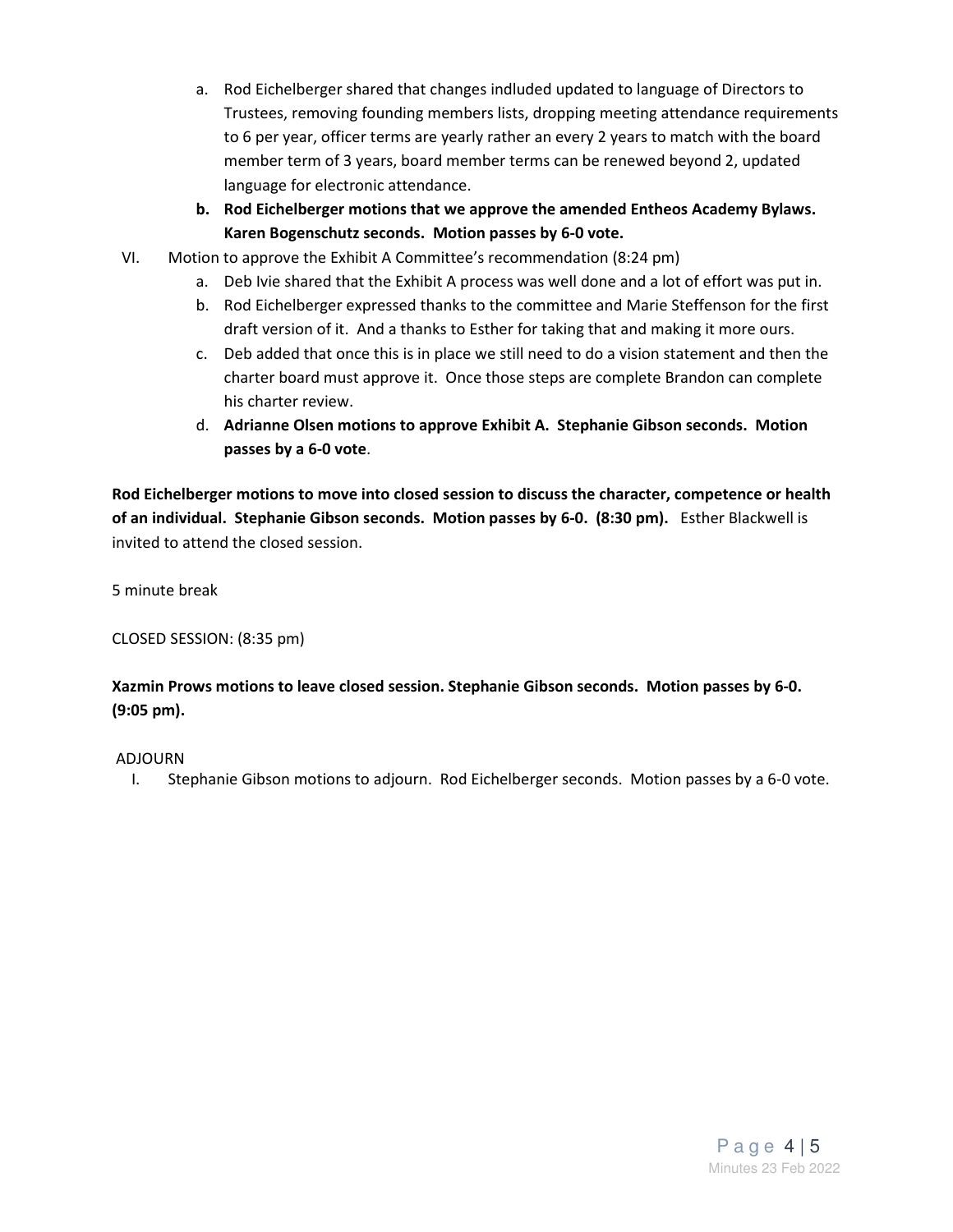a. Rod Eichelberger shared that changes indluded updated to language of Directors to Trustees, removing founding members lists, dropping meeting attendance requirements to 6 per year, officer terms are yearly rather an every 2 years to match with the board member term of 3 years, board member terms can be renewed beyond 2, updated language for electronic attendance.

b. **Rod Eichelberger motions that we approve the amended Entheos Academy Bylaws. Karen Bogenschutz seconds. Motion passes by 6-0 vote.**

VI. Motion to approve the Exhibit A Committee's recommendation (8:24 pm)

a. Deb Ivie shared that the Exhibit A process was well done and a lot of effort was put in.

b. Rod Eichelberger expressed thanks to the committee and Marie Steffenson for the first draft version of it. And a thanks to Esther for taking that and making it more ours.

c. Deb added that once this is in place we still need to do a vision statement and then the charter board must approve it. Once those steps are complete Brandon can complete his charter review.

d. **Adrianne Olsen motions to approve Exhibit A. Stephanie Gibson seconds. Motion passes by a 6-0 vote**.

**Rod Eichelberger motions to move into closed session to discuss the character, competence or health of an individual. Stephanie Gibson seconds. Motion passes by 6-0. (8:30 pm).** Esther Blackwell is invited to attend the closed session.

5 minute break

CLOSED SESSION: (8:35 pm)

**Xazmin Prows motions to leave closed session. Stephanie Gibson seconds. Motion passes by 6-0. (9:05 pm).**

ADJOURN

I. Stephanie Gibson motions to adjourn. Rod Eichelberger seconds. Motion passes by a 6-0 vote.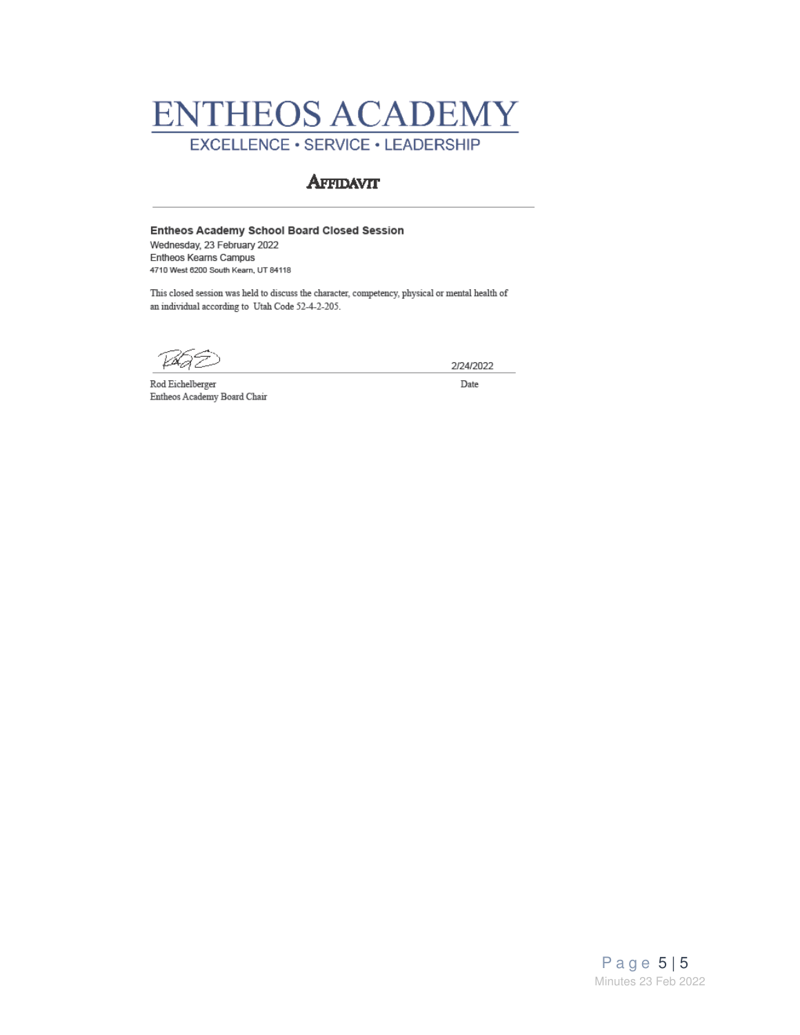# ENTHEOS ACADEMY

EXCELLENCE • SERVICE • LEADERSHIP

## AFFIDAVIT

---

**Entheos Academy School Board Closed Session**
Wednesday, 23 February 2022
Entheos Kearns Campus
4710 West 6200 South Kearn, UT 84118

This closed session was held to discuss the character, competency, physical or mental health of an individual according to Utah Code 52-4-2-205.

| | |
|---|---|
| [signature] | 2/24/2022 |
| Rod Eichelberger<br>Entheos Academy Board Chair | Date |